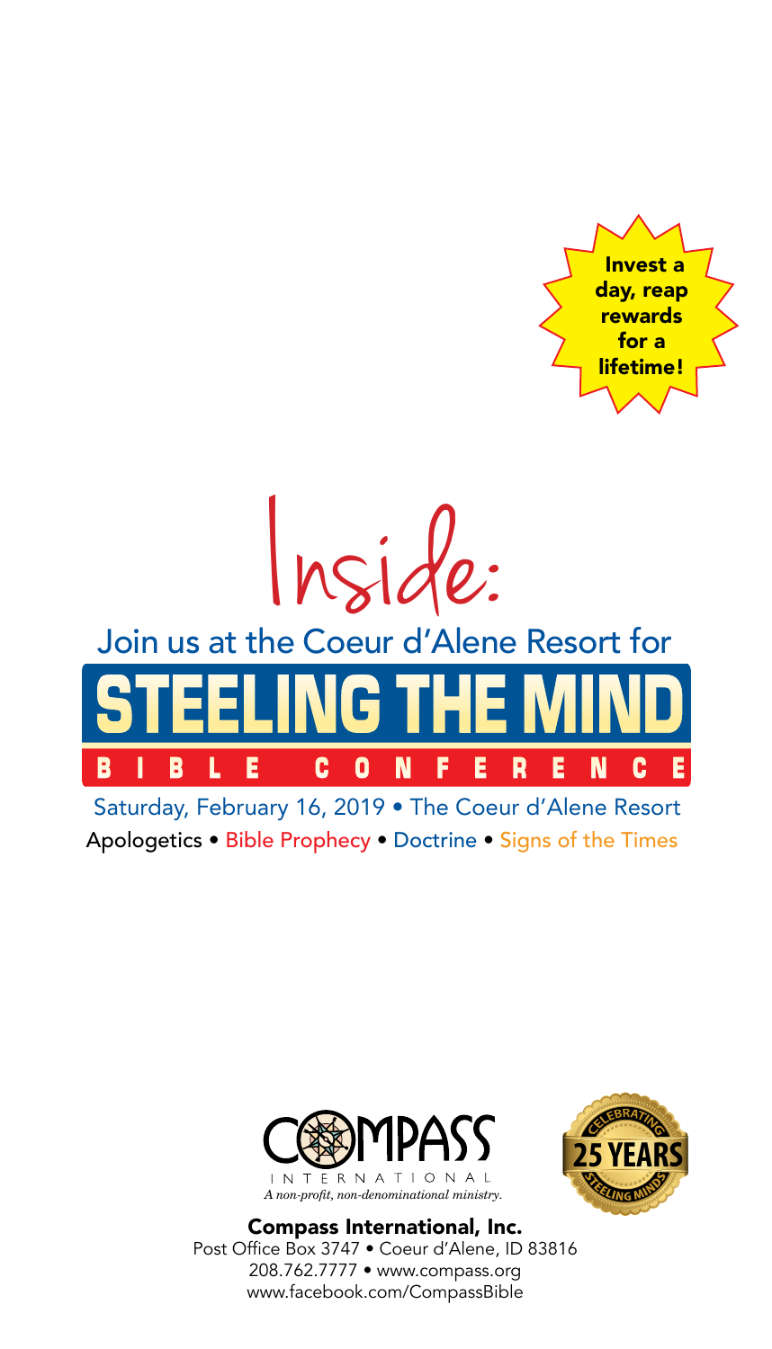**Invest a day, reap rewards for a lifetime!**

Inside:

Join us at the Coeur d'Alene Resort for

# STEELING THE MIND

## BIBLE CONFERENCE

Saturday, February 16, 2019 • The Coeur d'Alene Resort

Apologetics • Bible Prophecy • Doctrine • Signs of the Times

COMPASS INTERNATIONAL

*A non-profit, non-denominational ministry.*

CELEBRATING 25 YEARS STEELING MINDS

**Compass International, Inc.**

Post Office Box 3747 • Coeur d'Alene, ID 83816

208.762.7777 • www.compass.org

www.facebook.com/CompassBible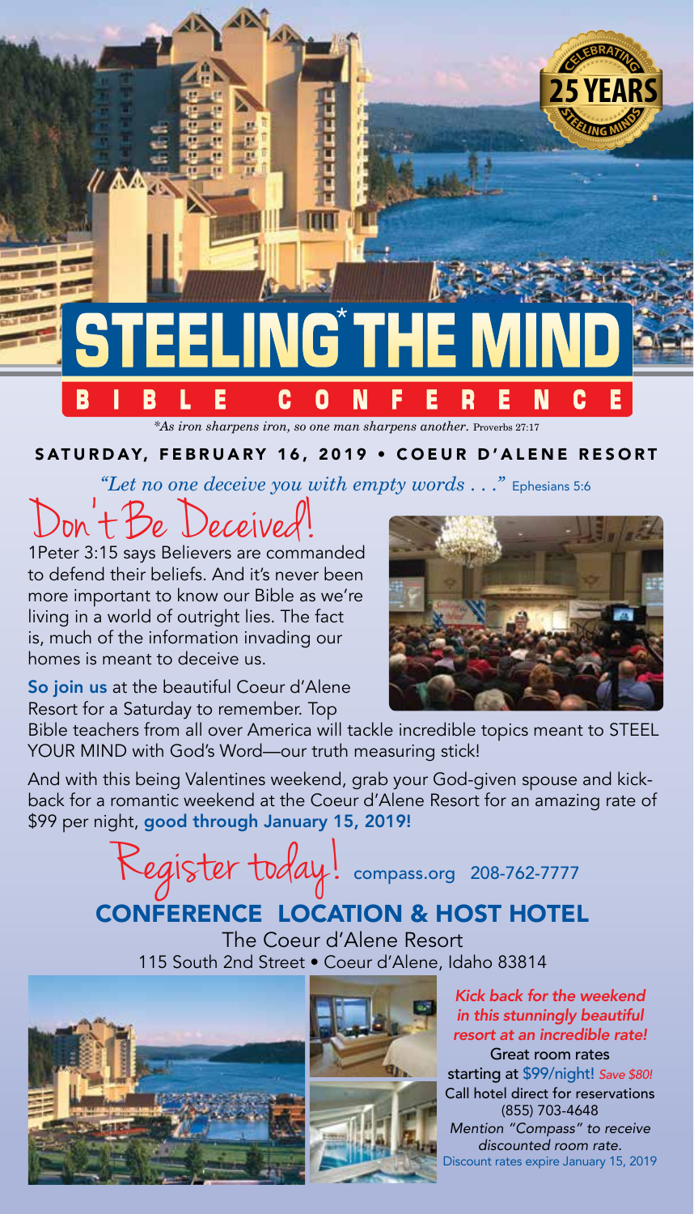CELEBRATING 25 YEARS STEELING MINDS

# STEELING* THE MIND

## BIBLE CONFERENCE

*\*As iron sharpens iron, so one man sharpens another.* Proverbs 27:17

**SATURDAY, FEBRUARY 16, 2019 • COEUR D'ALENE RESORT**

*"Let no one deceive you with empty words . . ."* Ephesians 5:6

## Don't Be Deceived!

1Peter 3:15 says Believers are commanded to defend their beliefs. And it's never been more important to know our Bible as we're living in a world of outright lies. The fact is, much of the information invading our homes is meant to deceive us.

**So join us** at the beautiful Coeur d'Alene Resort for a Saturday to remember. Top Bible teachers from all over America will tackle incredible topics meant to STEEL YOUR MIND with God's Word—our truth measuring stick!

And with this being Valentines weekend, grab your God-given spouse and kick-back for a romantic weekend at the Coeur d'Alene Resort for an amazing rate of $99 per night, **good through January 15, 2019!**

## Register today! compass.org 208-762-7777

## CONFERENCE LOCATION & HOST HOTEL

The Coeur d'Alene Resort
115 South 2nd Street • Coeur d'Alene, Idaho 83814

***Kick back for the weekend in this stunningly beautiful resort at an incredible rate!***

**Great room rates starting at $99/night!** *Save $80!*

**Call hotel direct for reservations (855) 703-4648**

*Mention "Compass" to receive discounted room rate.*

Discount rates expire January 15, 2019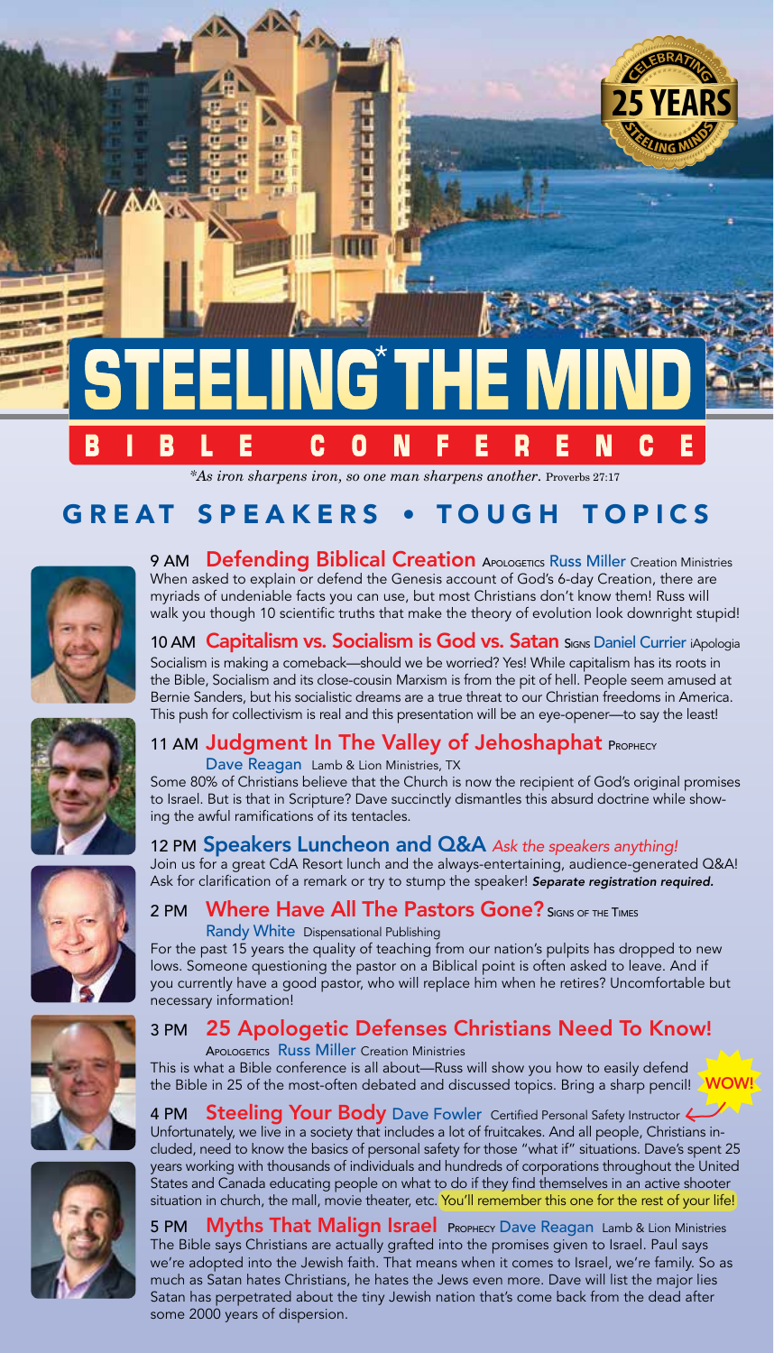CELEBRATING 25 YEARS STEELING MINDS

# STEELING* THE MIND

## BIBLE CONFERENCE

*\*As iron sharpens iron, so one man sharpens another.* Proverbs 27:17

## GREAT SPEAKERS • TOUGH TOPICS

**9 AM Defending Biblical Creation** Apologetics Russ Miller Creation Ministries
When asked to explain or defend the Genesis account of God's 6-day Creation, there are myriads of undeniable facts you can use, but most Christians don't know them! Russ will walk you though 10 scientific truths that make the theory of evolution look downright stupid!

**10 AM Capitalism vs. Socialism is God vs. Satan** Signs Daniel Currier iApologia
Socialism is making a comeback—should we be worried? Yes! While capitalism has its roots in the Bible, Socialism and its close-cousin Marxism is from the pit of hell. People seem amused at Bernie Sanders, but his socialistic dreams are a true threat to our Christian freedoms in America. This push for collectivism is real and this presentation will be an eye-opener—to say the least!

**11 AM Judgment In The Valley of Jehoshaphat** Prophecy
Dave Reagan Lamb & Lion Ministries, TX
Some 80% of Christians believe that the Church is now the recipient of God's original promises to Israel. But is that in Scripture? Dave succinctly dismantles this absurd doctrine while showing the awful ramifications of its tentacles.

**12 PM Speakers Luncheon and Q&A** *Ask the speakers anything!*
Join us for a great CdA Resort lunch and the always-entertaining, audience-generated Q&A! Ask for clarification of a remark or try to stump the speaker! ***Separate registration required.***

**2 PM Where Have All The Pastors Gone?** Signs of the Times
Randy White Dispensational Publishing
For the past 15 years the quality of teaching from our nation's pulpits has dropped to new lows. Someone questioning the pastor on a Biblical point is often asked to leave. And if you currently have a good pastor, who will replace him when he retires? Uncomfortable but necessary information!

**3 PM 25 Apologetic Defenses Christians Need To Know!**
Apologetics Russ Miller Creation Ministries
This is what a Bible conference is all about—Russ will show you how to easily defend the Bible in 25 of the most-often debated and discussed topics. Bring a sharp pencil! **WOW!**

**4 PM Steeling Your Body** Dave Fowler Certified Personal Safety Instructor
Unfortunately, we live in a society that includes a lot of fruitcakes. And all people, Christians included, need to know the basics of personal safety for those "what if" situations. Dave's spent 25 years working with thousands of individuals and hundreds of corporations throughout the United States and Canada educating people on what to do if they find themselves in an active shooter situation in church, the mall, movie theater, etc. You'll remember this one for the rest of your life!

**5 PM Myths That Malign Israel** Prophecy Dave Reagan Lamb & Lion Ministries
The Bible says Christians are actually grafted into the promises given to Israel. Paul says we're adopted into the Jewish faith. That means when it comes to Israel, we're family. So as much as Satan hates Christians, he hates the Jews even more. Dave will list the major lies Satan has perpetrated about the tiny Jewish nation that's come back from the dead after some 2000 years of dispersion.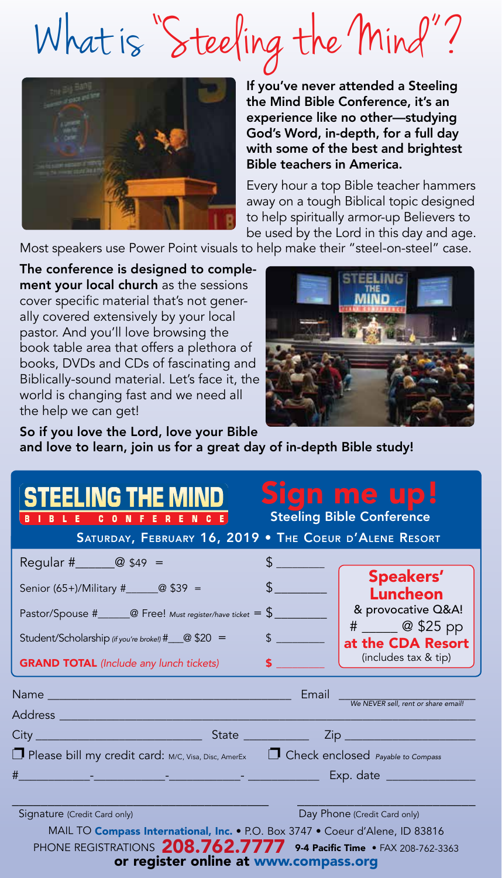# What is "Steeling the Mind"?

**If you've never attended a Steeling the Mind Bible Conference, it's an experience like no other—studying God's Word, in-depth, for a full day with some of the best and brightest Bible teachers in America.**

Every hour a top Bible teacher hammers away on a tough Biblical topic designed to help spiritually armor-up Believers to be used by the Lord in this day and age. Most speakers use Power Point visuals to help make their "steel-on-steel" case.

**The conference is designed to complement your local church** as the sessions cover specific material that's not generally covered extensively by your local pastor. And you'll love browsing the book table area that offers a plethora of books, DVDs and CDs of fascinating and Biblically-sound material. Let's face it, the world is changing fast and we need all the help we can get!

**So if you love the Lord, love your Bible and love to learn, join us for a great day of in-depth Bible study!**

## STEELING THE MIND BIBLE CONFERENCE

## Sign me up!

Steeling Bible Conference

**SATURDAY, FEBRUARY 16, 2019 • THE COEUR D'ALENE RESORT**

| | |
|---|---|
| Regular #______@ $49 = | $ ________ |
| Senior (65+)/Military #______@ $39 = | $ ________ |
| Pastor/Spouse #______@ Free! *Must register/have ticket* = | $ ________ |
| Student/Scholarship *(if you're broke!)* #___@ $20 = | $ ________ |
| **GRAND TOTAL** *(Include any lunch tickets)* | **$** ________ |

**Speakers' Luncheon**
& provocative Q&A!
# ______ @ $25 pp
**at the CDA Resort**
(includes tax & tip)

Name ________________________________________ Email ________________________ *We NEVER sell, rent or share email!*

Address ____________________________________________________________________

City ___________________________ State __________ Zip ____________________

☐ Please bill my credit card: M/C, Visa, Disc, AmerEx ☐ Check enclosed *Payable to Compass*

#___________-___________-___________- ___________ Exp. date ______________

________________________________________ ________________________________
Signature (Credit Card only) Day Phone (Credit Card only)

MAIL TO **Compass International, Inc.** • P.O. Box 3747 • Coeur d'Alene, ID 83816

PHONE REGISTRATIONS **208.762.7777** **9-4 Pacific Time** • FAX 208-762-3363

**or register online at www.compass.org**